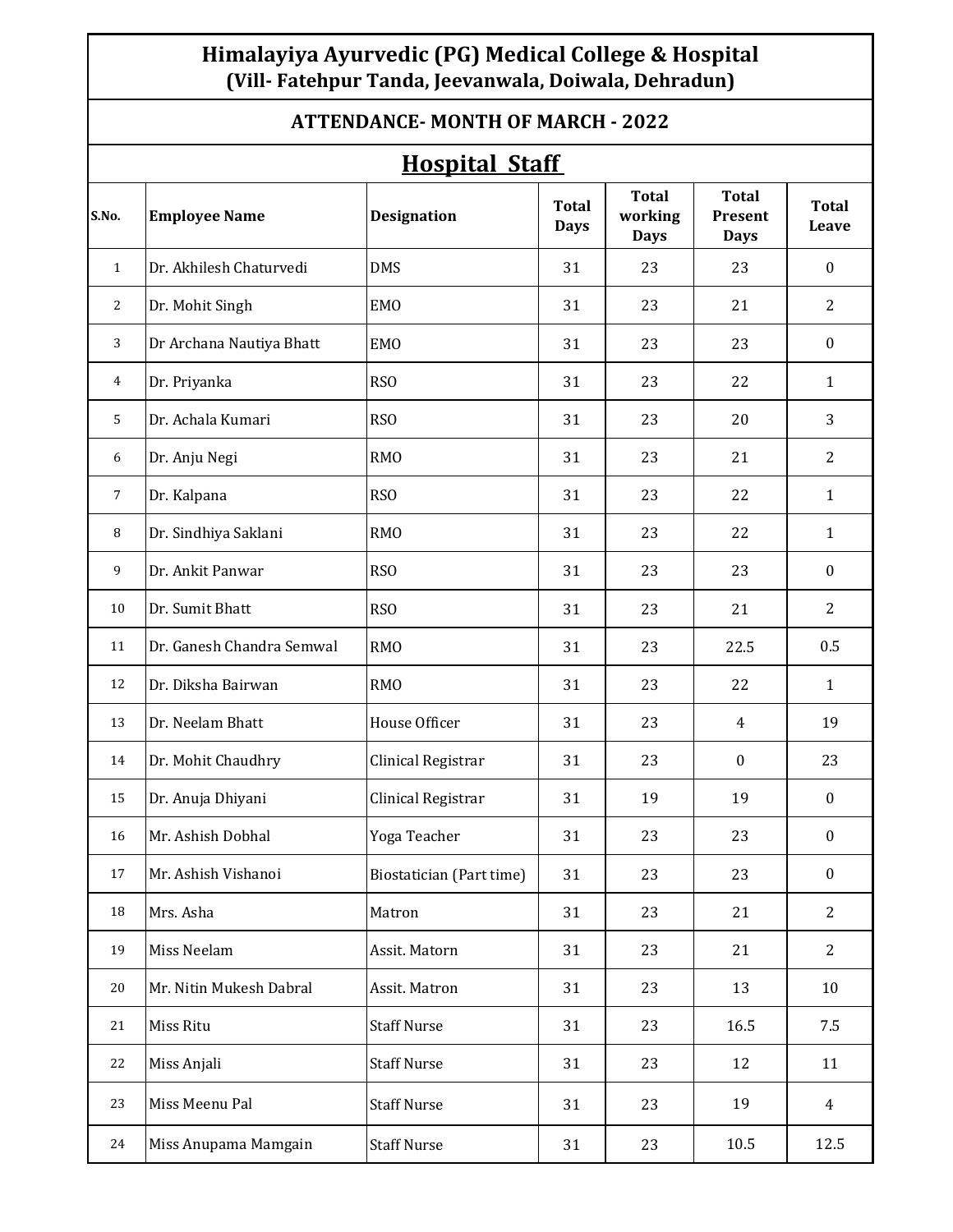# Himalayiya Ayurvedic (PG) Medical College & Hospital

**(Vill- Fatehpur Tanda, Jeevanwala, Doiwala, Dehradun)**

## ATTENDANCE- MONTH OF MARCH - 2022

## Hospital Staff

| S.No. | Employee Name | Designation | Total Days | Total working Days | Total Present Days | Total Leave |
|---|---|---|---|---|---|---|
| 1 | Dr. Akhilesh Chaturvedi | DMS | 31 | 23 | 23 | 0 |
| 2 | Dr. Mohit Singh | EMO | 31 | 23 | 21 | 2 |
| 3 | Dr Archana Nautiya Bhatt | EMO | 31 | 23 | 23 | 0 |
| 4 | Dr. Priyanka | RSO | 31 | 23 | 22 | 1 |
| 5 | Dr. Achala Kumari | RSO | 31 | 23 | 20 | 3 |
| 6 | Dr. Anju Negi | RMO | 31 | 23 | 21 | 2 |
| 7 | Dr. Kalpana | RSO | 31 | 23 | 22 | 1 |
| 8 | Dr. Sindhiya Saklani | RMO | 31 | 23 | 22 | 1 |
| 9 | Dr. Ankit Panwar | RSO | 31 | 23 | 23 | 0 |
| 10 | Dr. Sumit Bhatt | RSO | 31 | 23 | 21 | 2 |
| 11 | Dr. Ganesh Chandra Semwal | RMO | 31 | 23 | 22.5 | 0.5 |
| 12 | Dr. Diksha Bairwan | RMO | 31 | 23 | 22 | 1 |
| 13 | Dr. Neelam Bhatt | House Officer | 31 | 23 | 4 | 19 |
| 14 | Dr. Mohit Chaudhry | Clinical Registrar | 31 | 23 | 0 | 23 |
| 15 | Dr. Anuja Dhiyani | Clinical Registrar | 31 | 19 | 19 | 0 |
| 16 | Mr. Ashish Dobhal | Yoga Teacher | 31 | 23 | 23 | 0 |
| 17 | Mr. Ashish Vishanoi | Biostatician (Part time) | 31 | 23 | 23 | 0 |
| 18 | Mrs. Asha | Matron | 31 | 23 | 21 | 2 |
| 19 | Miss Neelam | Assit. Matorn | 31 | 23 | 21 | 2 |
| 20 | Mr. Nitin Mukesh Dabral | Assit. Matron | 31 | 23 | 13 | 10 |
| 21 | Miss Ritu | Staff Nurse | 31 | 23 | 16.5 | 7.5 |
| 22 | Miss Anjali | Staff Nurse | 31 | 23 | 12 | 11 |
| 23 | Miss Meenu Pal | Staff Nurse | 31 | 23 | 19 | 4 |
| 24 | Miss Anupama Mamgain | Staff Nurse | 31 | 23 | 10.5 | 12.5 |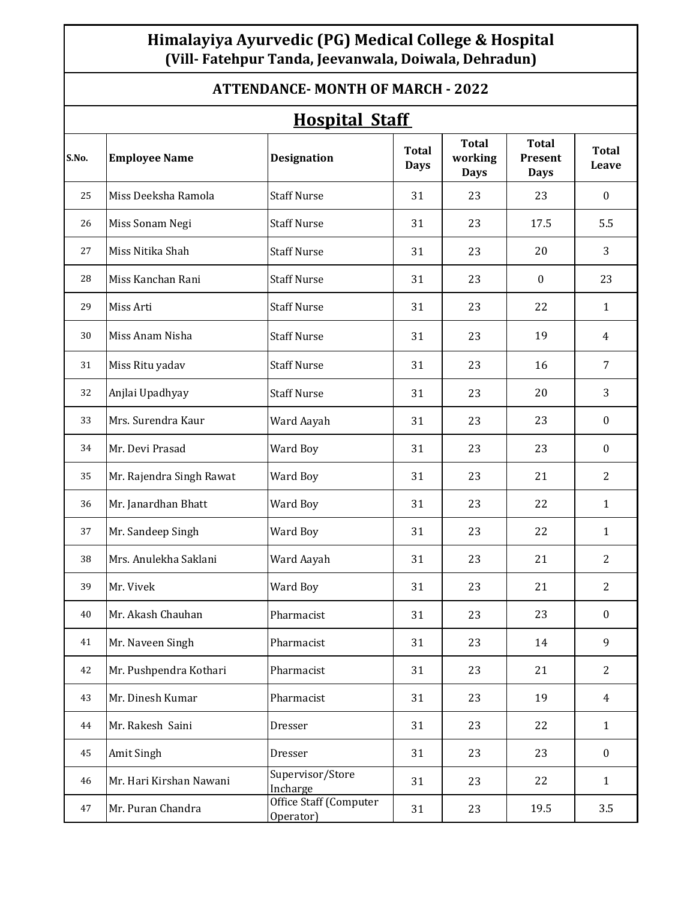# Himalayiya Ayurvedic (PG) Medical College & Hospital

**(Vill- Fatehpur Tanda, Jeevanwala, Doiwala, Dehradun)**

## ATTENDANCE- MONTH OF MARCH - 2022

## Hospital Staff

| S.No. | Employee Name | Designation | Total Days | Total working Days | Total Present Days | Total Leave |
|---|---|---|---|---|---|---|
| 25 | Miss Deeksha Ramola | Staff Nurse | 31 | 23 | 23 | 0 |
| 26 | Miss Sonam Negi | Staff Nurse | 31 | 23 | 17.5 | 5.5 |
| 27 | Miss Nitika Shah | Staff Nurse | 31 | 23 | 20 | 3 |
| 28 | Miss Kanchan Rani | Staff Nurse | 31 | 23 | 0 | 23 |
| 29 | Miss Arti | Staff Nurse | 31 | 23 | 22 | 1 |
| 30 | Miss Anam Nisha | Staff Nurse | 31 | 23 | 19 | 4 |
| 31 | Miss Ritu yadav | Staff Nurse | 31 | 23 | 16 | 7 |
| 32 | Anjlai Upadhyay | Staff Nurse | 31 | 23 | 20 | 3 |
| 33 | Mrs. Surendra Kaur | Ward Aayah | 31 | 23 | 23 | 0 |
| 34 | Mr. Devi Prasad | Ward Boy | 31 | 23 | 23 | 0 |
| 35 | Mr. Rajendra Singh Rawat | Ward Boy | 31 | 23 | 21 | 2 |
| 36 | Mr. Janardhan Bhatt | Ward Boy | 31 | 23 | 22 | 1 |
| 37 | Mr. Sandeep Singh | Ward Boy | 31 | 23 | 22 | 1 |
| 38 | Mrs. Anulekha Saklani | Ward Aayah | 31 | 23 | 21 | 2 |
| 39 | Mr. Vivek | Ward Boy | 31 | 23 | 21 | 2 |
| 40 | Mr. Akash Chauhan | Pharmacist | 31 | 23 | 23 | 0 |
| 41 | Mr. Naveen Singh | Pharmacist | 31 | 23 | 14 | 9 |
| 42 | Mr. Pushpendra Kothari | Pharmacist | 31 | 23 | 21 | 2 |
| 43 | Mr. Dinesh Kumar | Pharmacist | 31 | 23 | 19 | 4 |
| 44 | Mr. Rakesh Saini | Dresser | 31 | 23 | 22 | 1 |
| 45 | Amit Singh | Dresser | 31 | 23 | 23 | 0 |
| 46 | Mr. Hari Kirshan Nawani | Supervisor/Store Incharge | 31 | 23 | 22 | 1 |
| 47 | Mr. Puran Chandra | Office Staff (Computer Operator) | 31 | 23 | 19.5 | 3.5 |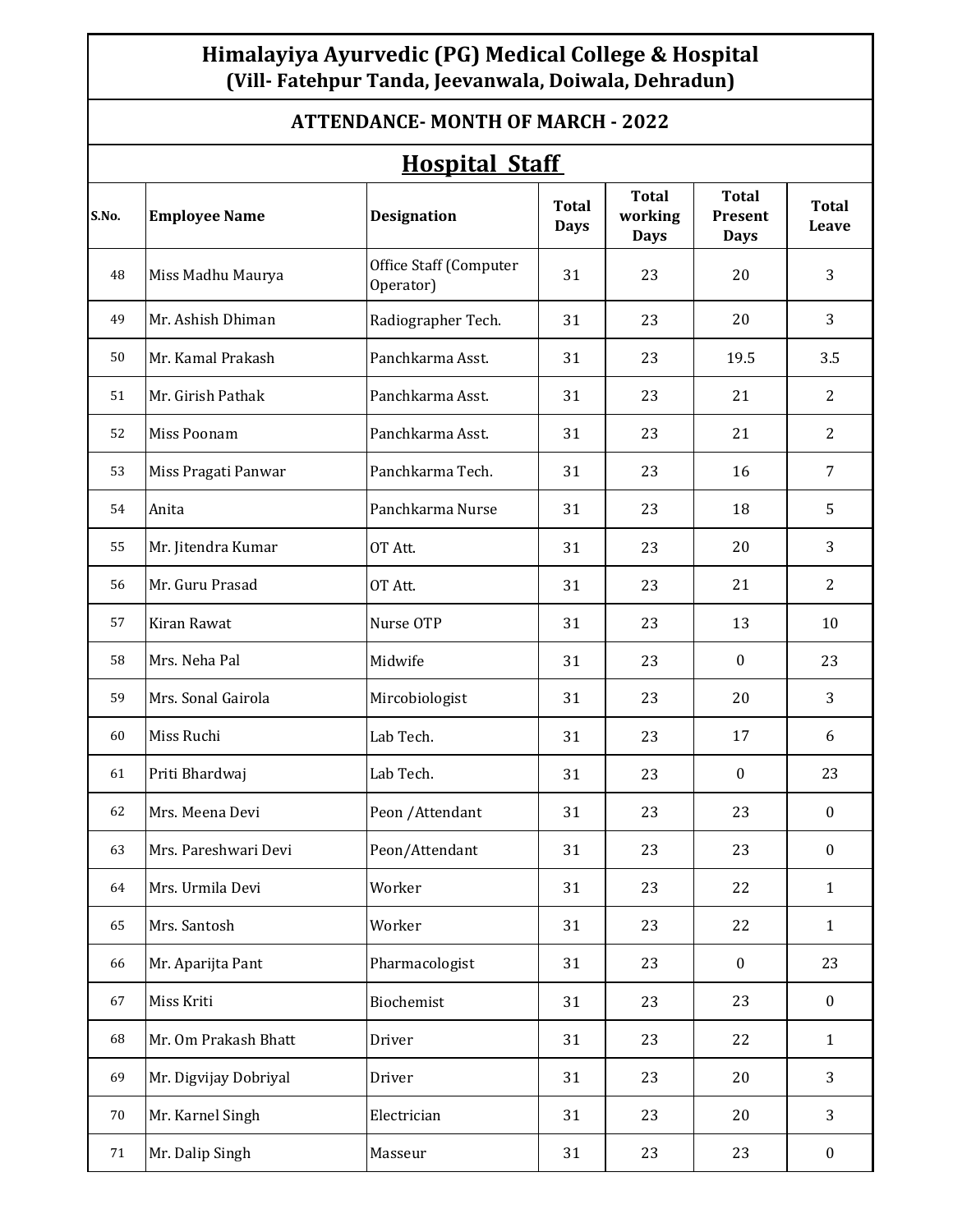# Himalayiya Ayurvedic (PG) Medical College & Hospital
**(Vill- Fatehpur Tanda, Jeevanwala, Doiwala, Dehradun)**

## ATTENDANCE- MONTH OF MARCH - 2022

## Hospital Staff

| S.No. | Employee Name | Designation | Total Days | Total working Days | Total Present Days | Total Leave |
|---|---|---|---|---|---|---|
| 48 | Miss Madhu Maurya | Office Staff (Computer Operator) | 31 | 23 | 20 | 3 |
| 49 | Mr. Ashish Dhiman | Radiographer Tech. | 31 | 23 | 20 | 3 |
| 50 | Mr. Kamal Prakash | Panchkarma Asst. | 31 | 23 | 19.5 | 3.5 |
| 51 | Mr. Girish Pathak | Panchkarma Asst. | 31 | 23 | 21 | 2 |
| 52 | Miss Poonam | Panchkarma Asst. | 31 | 23 | 21 | 2 |
| 53 | Miss Pragati Panwar | Panchkarma Tech. | 31 | 23 | 16 | 7 |
| 54 | Anita | Panchkarma Nurse | 31 | 23 | 18 | 5 |
| 55 | Mr. Jitendra Kumar | OT Att. | 31 | 23 | 20 | 3 |
| 56 | Mr. Guru Prasad | OT Att. | 31 | 23 | 21 | 2 |
| 57 | Kiran Rawat | Nurse OTP | 31 | 23 | 13 | 10 |
| 58 | Mrs. Neha Pal | Midwife | 31 | 23 | 0 | 23 |
| 59 | Mrs. Sonal Gairola | Mircobiologist | 31 | 23 | 20 | 3 |
| 60 | Miss Ruchi | Lab Tech. | 31 | 23 | 17 | 6 |
| 61 | Priti Bhardwaj | Lab Tech. | 31 | 23 | 0 | 23 |
| 62 | Mrs. Meena Devi | Peon /Attendant | 31 | 23 | 23 | 0 |
| 63 | Mrs. Pareshwari Devi | Peon/Attendant | 31 | 23 | 23 | 0 |
| 64 | Mrs. Urmila Devi | Worker | 31 | 23 | 22 | 1 |
| 65 | Mrs. Santosh | Worker | 31 | 23 | 22 | 1 |
| 66 | Mr. Aparijta Pant | Pharmacologist | 31 | 23 | 0 | 23 |
| 67 | Miss Kriti | Biochemist | 31 | 23 | 23 | 0 |
| 68 | Mr. Om Prakash Bhatt | Driver | 31 | 23 | 22 | 1 |
| 69 | Mr. Digvijay Dobriyal | Driver | 31 | 23 | 20 | 3 |
| 70 | Mr. Karnel Singh | Electrician | 31 | 23 | 20 | 3 |
| 71 | Mr. Dalip Singh | Masseur | 31 | 23 | 23 | 0 |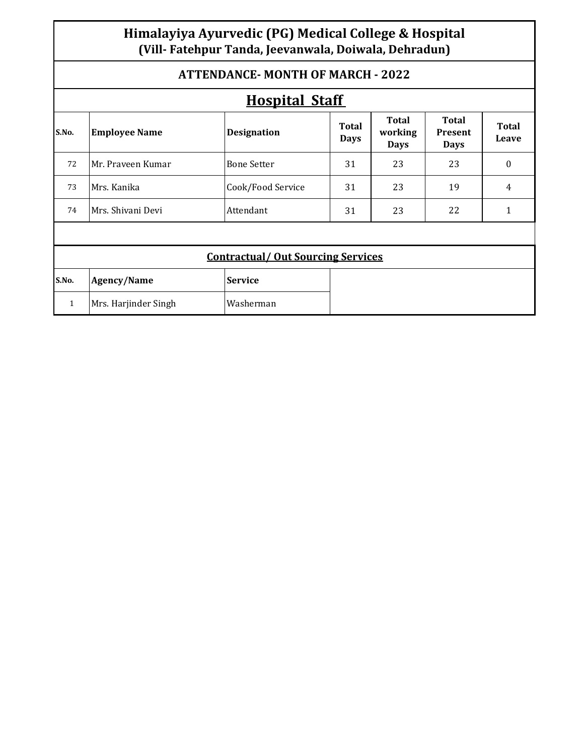# Himalayiya Ayurvedic (PG) Medical College & Hospital
**(Vill- Fatehpur Tanda, Jeevanwala, Doiwala, Dehradun)**

## ATTENDANCE- MONTH OF MARCH - 2022

## Hospital Staff

| S.No. | Employee Name | Designation | Total Days | Total working Days | Total Present Days | Total Leave |
|---|---|---|---|---|---|---|
| 72 | Mr. Praveen Kumar | Bone Setter | 31 | 23 | 23 | 0 |
| 73 | Mrs. Kanika | Cook/Food Service | 31 | 23 | 19 | 4 |
| 74 | Mrs. Shivani Devi | Attendant | 31 | 23 | 22 | 1 |

## Contractual/ Out Sourcing Services

| S.No. | Agency/Name | Service |
|---|---|---|
| 1 | Mrs. Harjinder Singh | Washerman |